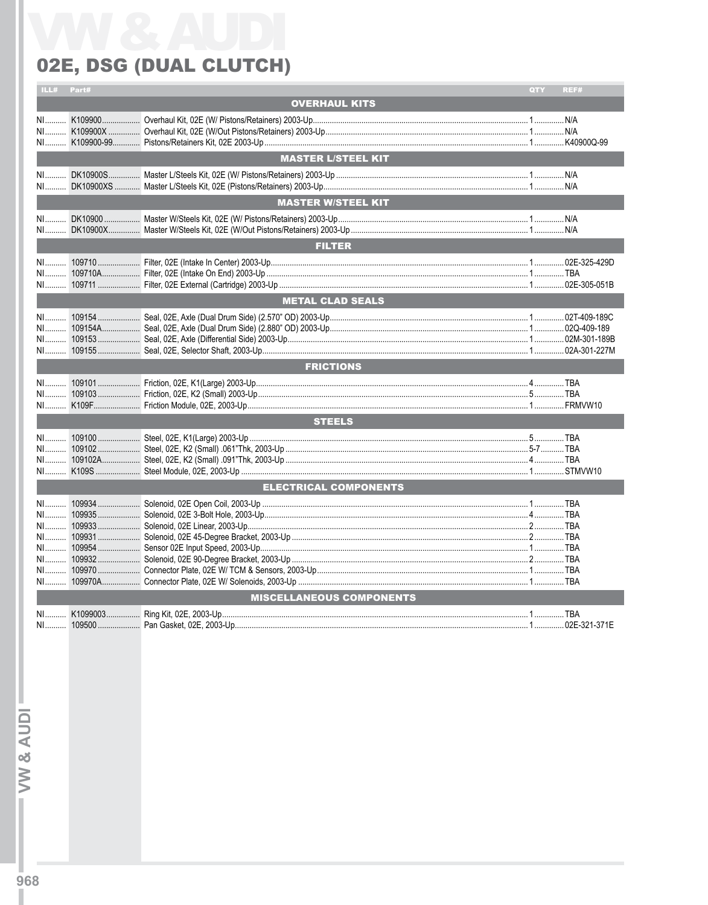# VW & AUDI

## 02E, DSG (DUAL CLUTCH)

| ILL# | Part# | Description | QTY | REF# |
|---|---|---|---|---|
| | | **OVERHAUL KITS** | | |
| NI | K109900 | Overhaul Kit, 02E (W/ Pistons/Retainers) 2003-Up | 1 | N/A |
| NI | K109900X | Overhaul Kit, 02E (W/Out Pistons/Retainers) 2003-Up | 1 | N/A |
| NI | K109900-99 | Pistons/Retainers Kit, 02E 2003-Up | 1 | K40900Q-99 |
| | | **MASTER L/STEEL KIT** | | |
| NI | DK10900S | Master L/Steels Kit, 02E (W/ Pistons/Retainers) 2003-Up | 1 | N/A |
| NI | DK10900XS | Master L/Steels Kit, 02E (Pistons/Retainers) 2003-Up | 1 | N/A |
| | | **MASTER W/STEEL KIT** | | |
| NI | DK10900 | Master W/Steels Kit, 02E (W/ Pistons/Retainers) 2003-Up | 1 | N/A |
| NI | DK10900X | Master W/Steels Kit, 02E (W/Out Pistons/Retainers) 2003-Up | 1 | N/A |
| | | **FILTER** | | |
| NI | 109710 | Filter, 02E (Intake In Center) 2003-Up | 1 | 02E-325-429D |
| NI | 109710A | Filter, 02E (Intake On End) 2003-Up | 1 | TBA |
| NI | 109711 | Filter, 02E External (Cartridge) 2003-Up | 1 | 02E-305-051B |
| | | **METAL CLAD SEALS** | | |
| NI | 109154 | Seal, 02E, Axle (Dual Drum Side) (2.570" OD) 2003-Up | 1 | 02T-409-189C |
| NI | 109154A | Seal, 02E, Axle (Dual Drum Side) (2.880" OD) 2003-Up | 1 | 02Q-409-189 |
| NI | 109153 | Seal, 02E, Axle (Differential Side) 2003-Up | 1 | 02M-301-189B |
| NI | 109155 | Seal, 02E, Selector Shaft, 2003-Up | 1 | 02A-301-227M |
| | | **FRICTIONS** | | |
| NI | 109101 | Friction, 02E, K1(Large) 2003-Up | 4 | TBA |
| NI | 109103 | Friction, 02E, K2 (Small) 2003-Up | 5 | TBA |
| NI | K109F | Friction Module, 02E, 2003-Up | 1 | FRMVW10 |
| | | **STEELS** | | |
| NI | 109100 | Steel, 02E, K1(Large) 2003-Up | 5 | TBA |
| NI | 109102 | Steel, 02E, K2 (Small) .061"Thk, 2003-Up | 5-7 | TBA |
| NI | 109102A | Steel, 02E, K2 (Small) .091"Thk, 2003-Up | 4 | TBA |
| NI | K109S | Steel Module, 02E, 2003-Up | 1 | STMVW10 |
| | | **ELECTRICAL COMPONENTS** | | |
| NI | 109934 | Solenoid, 02E Open Coil, 2003-Up | 1 | TBA |
| NI | 109935 | Solenoid, 02E 3-Bolt Hole, 2003-Up | 4 | TBA |
| NI | 109933 | Solenoid, 02E Linear, 2003-Up | 2 | TBA |
| NI | 109931 | Solenoid, 02E 45-Degree Bracket, 2003-Up | 2 | TBA |
| NI | 109954 | Sensor 02E Input Speed, 2003-Up | 1 | TBA |
| NI | 109932 | Solenoid, 02E 90-Degree Bracket, 2003-Up | 2 | TBA |
| NI | 109970 | Connector Plate, 02E W/ TCM & Sensors, 2003-Up | 1 | TBA |
| NI | 109970A | Connector Plate, 02E W/ Solenoids, 2003-Up | 1 | TBA |
| | | **MISCELLANEOUS COMPONENTS** | | |
| NI | K1099003 | Ring Kit, 02E, 2003-Up | 1 | TBA |
| NI | 109500 | Pan Gasket, 02E, 2003-Up | 1 | 02E-321-371E |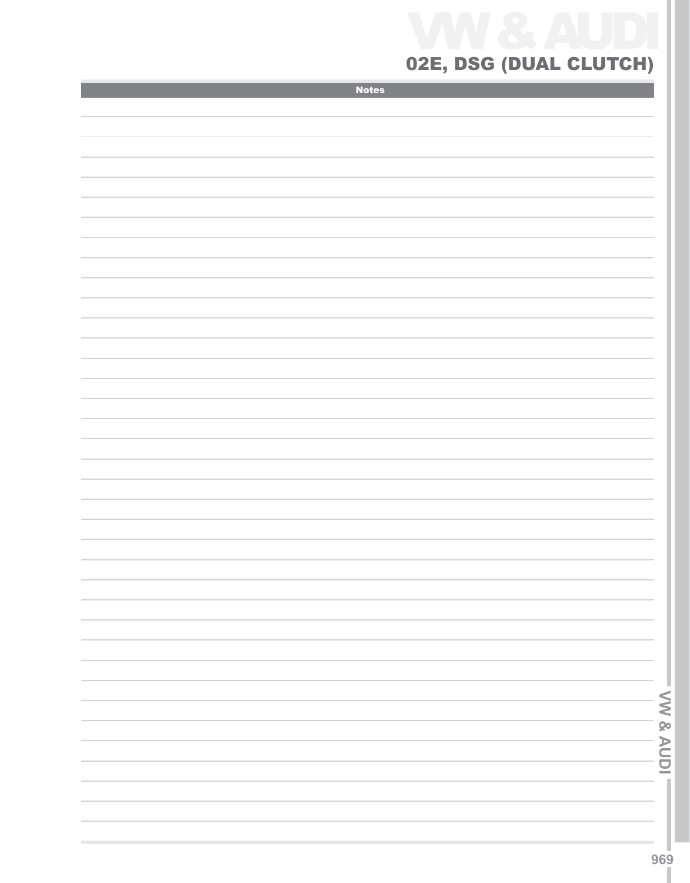Notes